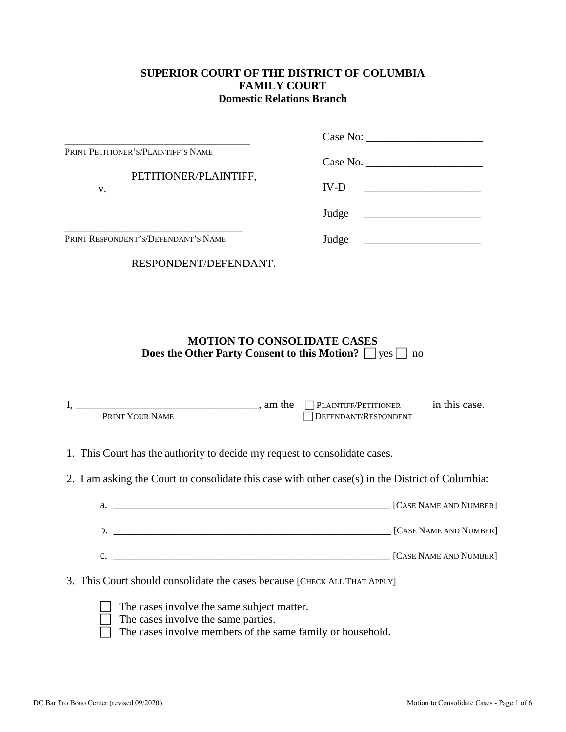**SUPERIOR COURT OF THE DISTRICT OF COLUMBIA**
**FAMILY COURT**
**Domestic Relations Branch**

| | |
|---|---|
| ___________________________________ | Case No: ____________________ |
| PRINT PETITIONER'S/PLAINTIFF'S NAME | Case No. ____________________ |
| PETITIONER/PLAINTIFF, | IV-D ____________________ |
| v. | Judge ____________________ |
| ___________________________________ | Judge ____________________ |
| PRINT RESPONDENT'S/DEFENDANT'S NAME | |
| RESPONDENT/DEFENDANT. | |

**MOTION TO CONSOLIDATE CASES**
**Does the Other Party Consent to this Motion?** ☐ yes ☐ no

I, ________________________________, am the ☐ PLAINTIFF/PETITIONER ☐ DEFENDANT/RESPONDENT in this case.
PRINT YOUR NAME

1. This Court has the authority to decide my request to consolidate cases.

2. I am asking the Court to consolidate this case with other case(s) in the District of Columbia:

   a. ______________________________________________________ [CASE NAME AND NUMBER]

   b. ______________________________________________________ [CASE NAME AND NUMBER]

   c. ______________________________________________________ [CASE NAME AND NUMBER]

3. This Court should consolidate the cases because [CHECK ALL THAT APPLY]

   ☐ The cases involve the same subject matter.
   ☐ The cases involve the same parties.
   ☐ The cases involve members of the same family or household.

DC Bar Pro Bono Center (revised 09/2020)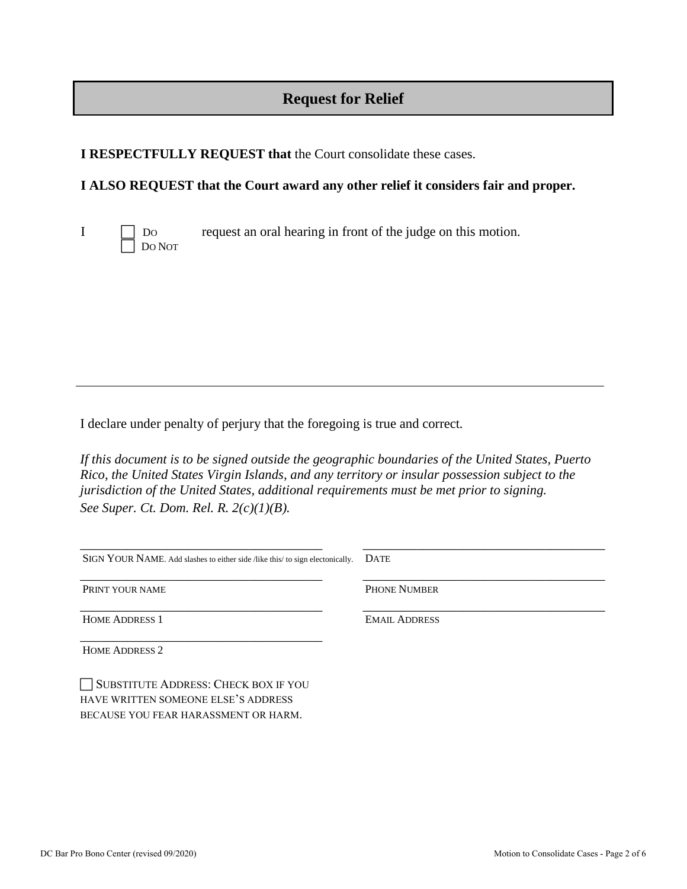## Request for Relief

**I RESPECTFULLY REQUEST that** the Court consolidate these cases.

**I ALSO REQUEST that the Court award any other relief it considers fair and proper.**

I ☐ DO ☐ DO NOT request an oral hearing in front of the judge on this motion.

---

I declare under penalty of perjury that the foregoing is true and correct.

*If this document is to be signed outside the geographic boundaries of the United States, Puerto Rico, the United States Virgin Islands, and any territory or insular possession subject to the jurisdiction of the United States, additional requirements must be met prior to signing. See Super. Ct. Dom. Rel. R. 2(c)(1)(B).*

| | |
|---|---|
| ______________________________ | ______________________________ |
| SIGN YOUR NAME. Add slashes to either side /like this/ to sign electonically. | DATE |
| ______________________________ | ______________________________ |
| PRINT YOUR NAME | PHONE NUMBER |
| ______________________________ | ______________________________ |
| HOME ADDRESS 1 | EMAIL ADDRESS |
| ______________________________ | |
| HOME ADDRESS 2 | |

☐ SUBSTITUTE ADDRESS: CHECK BOX IF YOU HAVE WRITTEN SOMEONE ELSE'S ADDRESS BECAUSE YOU FEAR HARASSMENT OR HARM.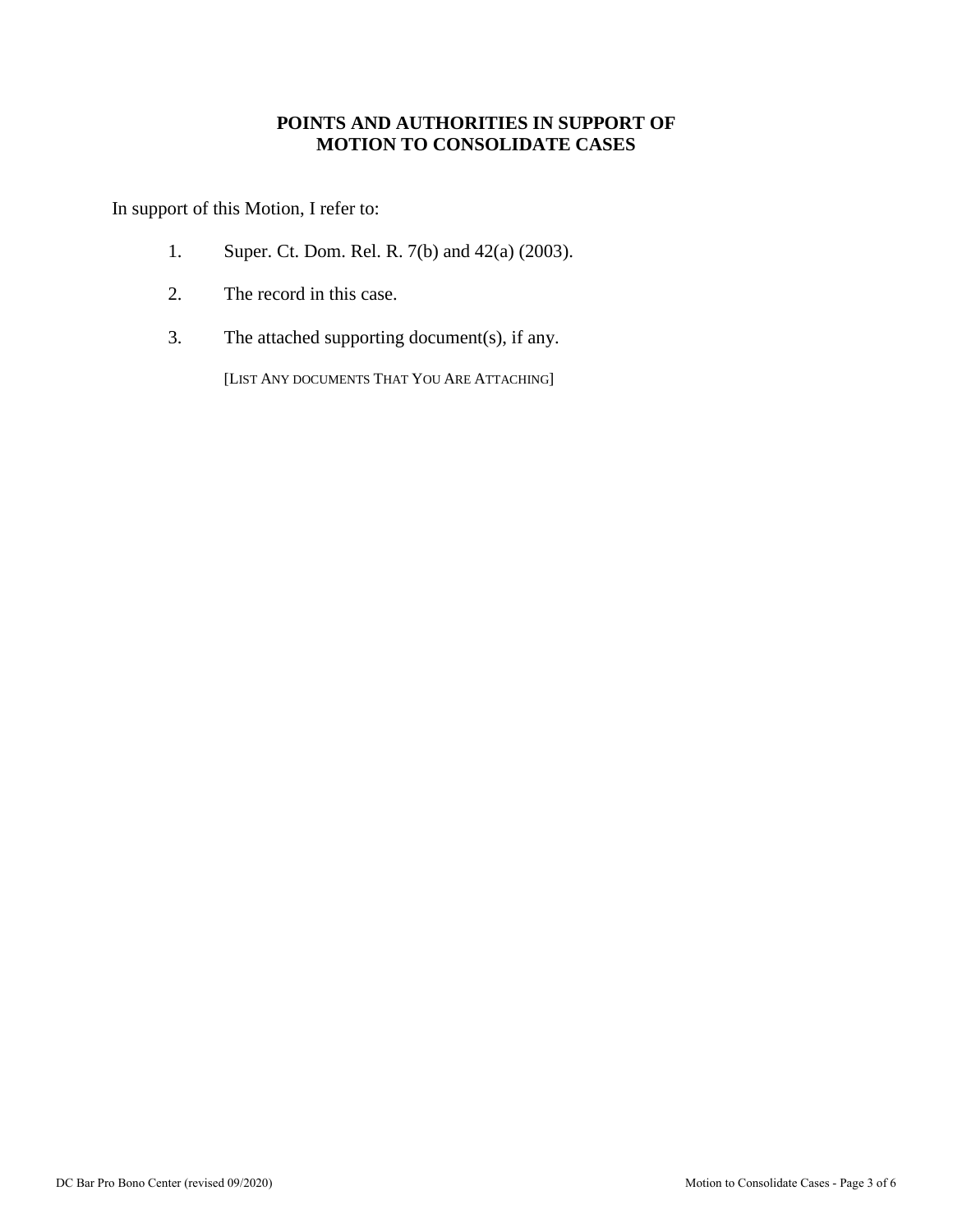**POINTS AND AUTHORITIES IN SUPPORT OF
MOTION TO CONSOLIDATE CASES**

In support of this Motion, I refer to:

1. Super. Ct. Dom. Rel. R. 7(b) and 42(a) (2003).

2. The record in this case.

3. The attached supporting document(s), if any.

   [LIST ANY DOCUMENTS THAT YOU ARE ATTACHING]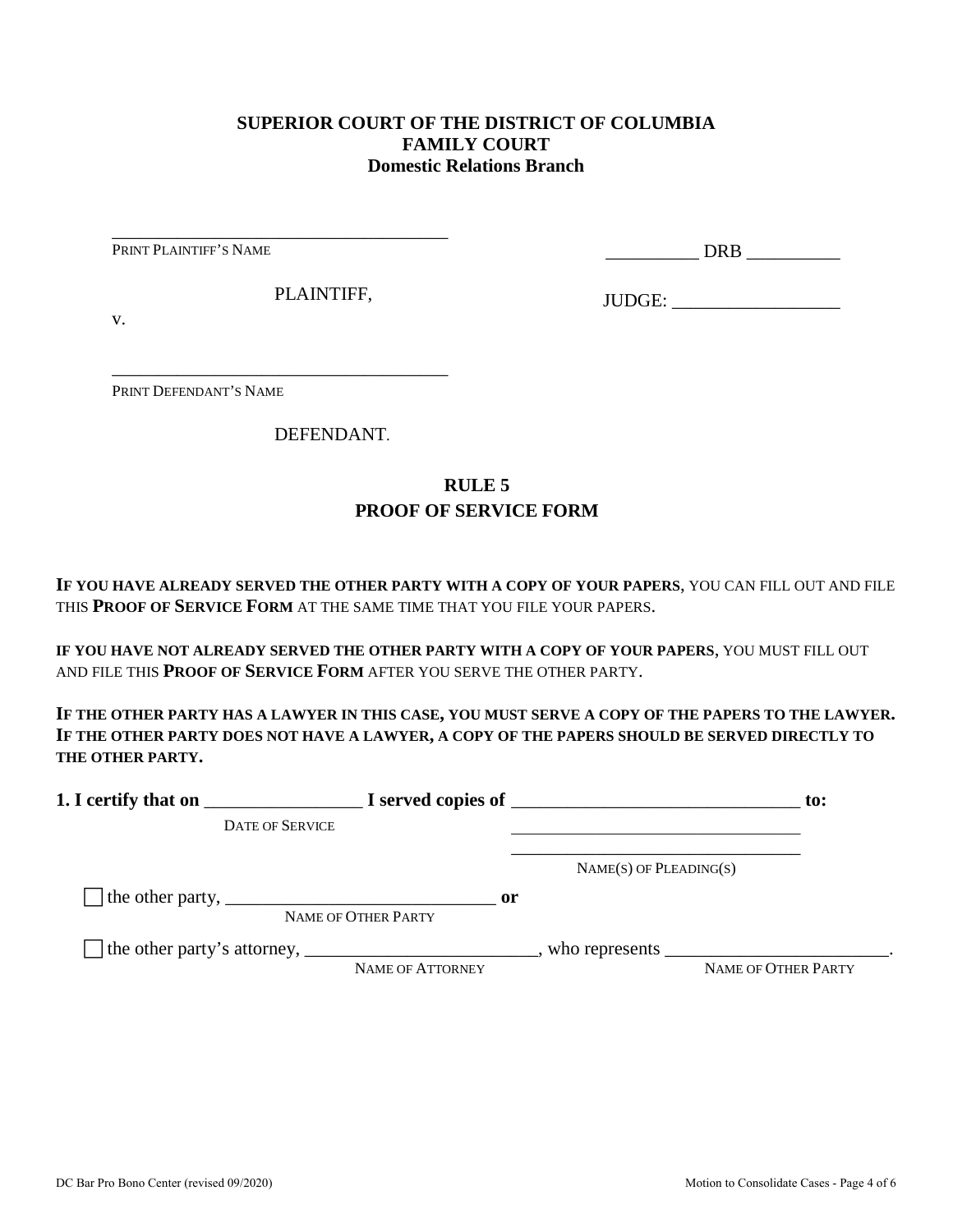**SUPERIOR COURT OF THE DISTRICT OF COLUMBIA**
**FAMILY COURT**
**Domestic Relations Branch**

_____________________________________
PRINT PLAINTIFF'S NAME

PLAINTIFF,

v.

_____________________________________
PRINT DEFENDANT'S NAME

DEFENDANT.

__________ DRB __________

JUDGE: __________________

## RULE 5
## PROOF OF SERVICE FORM

**IF YOU HAVE ALREADY SERVED THE OTHER PARTY WITH A COPY OF YOUR PAPERS**, YOU CAN FILL OUT AND FILE THIS **PROOF OF SERVICE FORM** AT THE SAME TIME THAT YOU FILE YOUR PAPERS.

**IF YOU HAVE NOT ALREADY SERVED THE OTHER PARTY WITH A COPY OF YOUR PAPERS**, YOU MUST FILL OUT AND FILE THIS **PROOF OF SERVICE FORM** AFTER YOU SERVE THE OTHER PARTY.

**IF THE OTHER PARTY HAS A LAWYER IN THIS CASE, YOU MUST SERVE A COPY OF THE PAPERS TO THE LAWYER. IF THE OTHER PARTY DOES NOT HAVE A LAWYER, A COPY OF THE PAPERS SHOULD BE SERVED DIRECTLY TO THE OTHER PARTY.**

**1. I certify that on** _________________ **I served copies of** _______________________________ **to:**
DATE OF SERVICE
_________________________________
_________________________________
NAME(S) OF PLEADING(S)

☐ the other party, ______________________________ **or**
NAME OF OTHER PARTY

☐ the other party's attorney, _________________________, who represents ________________________.
NAME OF ATTORNEY — NAME OF OTHER PARTY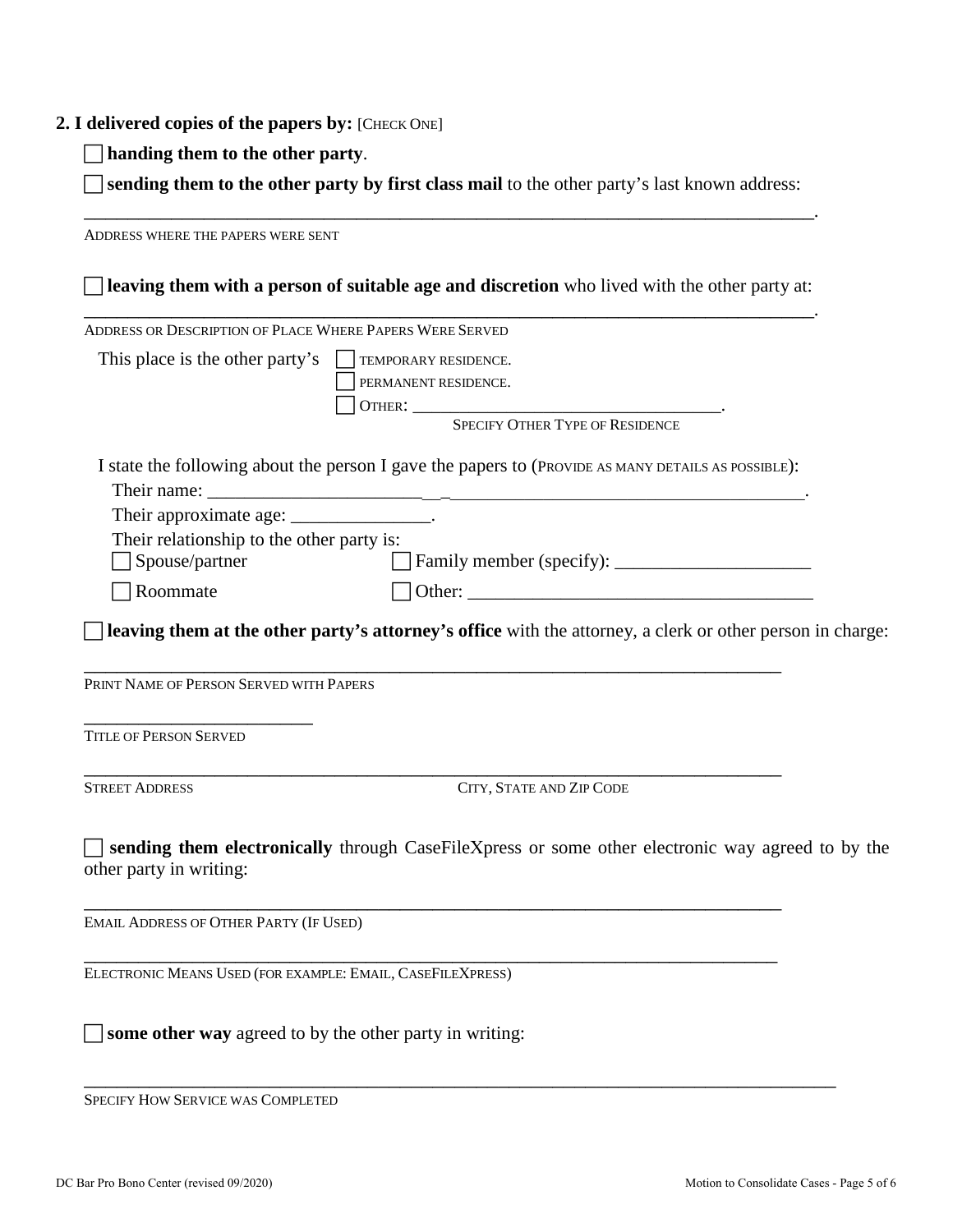**2. I delivered copies of the papers by:** [CHECK ONE]

☐ **handing them to the other party**.

☐ **sending them to the other party by first class mail** to the other party's last known address:

_______________________________________________________________________________.

ADDRESS WHERE THE PAPERS WERE SENT

☐ **leaving them with a person of suitable age and discretion** who lived with the other party at:

_______________________________________________________________________________.

ADDRESS OR DESCRIPTION OF PLACE WHERE PAPERS WERE SERVED

This place is the other party's ☐ TEMPORARY RESIDENCE.
☐ PERMANENT RESIDENCE.
☐ OTHER: ___________________________________.
SPECIFY OTHER TYPE OF RESIDENCE

I state the following about the person I gave the papers to (PROVIDE AS MANY DETAILS AS POSSIBLE):

Their name: ___________________________________________________________________.

Their approximate age: _______________.

Their relationship to the other party is:

☐ Spouse/partner ☐ Family member (specify): _____________________

☐ Roommate ☐ Other: ______________________________________

☐ **leaving them at the other party's attorney's office** with the attorney, a clerk or other person in charge:

_____________________________________________________________________________

PRINT NAME OF PERSON SERVED WITH PAPERS

__________________________

TITLE OF PERSON SERVED

_____________________________________________________________________________

STREET ADDRESS CITY, STATE AND ZIP CODE

☐ **sending them electronically** through CaseFileXpress or some other electronic way agreed to by the other party in writing:

_____________________________________________________________________________

EMAIL ADDRESS OF OTHER PARTY (IF USED)

_____________________________________________________________________________

ELECTRONIC MEANS USED (FOR EXAMPLE: EMAIL, CASEFILEXPRESS)

☐ **some other way** agreed to by the other party in writing:

_______________________________________________________________________________

SPECIFY HOW SERVICE WAS COMPLETED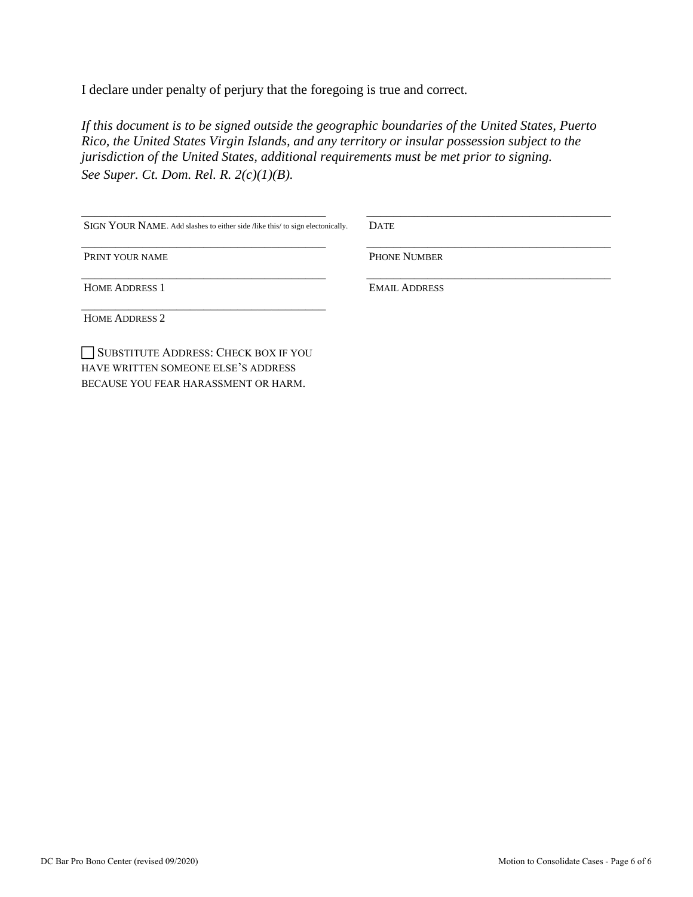I declare under penalty of perjury that the foregoing is true and correct.

*If this document is to be signed outside the geographic boundaries of the United States, Puerto Rico, the United States Virgin Islands, and any territory or insular possession subject to the jurisdiction of the United States, additional requirements must be met prior to signing. See Super. Ct. Dom. Rel. R. 2(c)(1)(B).*

| | |
|---|---|
| ______________________________________ | ______________________________________ |
| SIGN YOUR NAME. Add slashes to either side /like this/ to sign electonically. | DATE |
| ______________________________________ | ______________________________________ |
| PRINT YOUR NAME | PHONE NUMBER |
| ______________________________________ | ______________________________________ |
| HOME ADDRESS 1 | EMAIL ADDRESS |
| ______________________________________ | |
| HOME ADDRESS 2 | |

☐ SUBSTITUTE ADDRESS: CHECK BOX IF YOU HAVE WRITTEN SOMEONE ELSE'S ADDRESS BECAUSE YOU FEAR HARASSMENT OR HARM.

DC Bar Pro Bono Center (revised 09/2020)